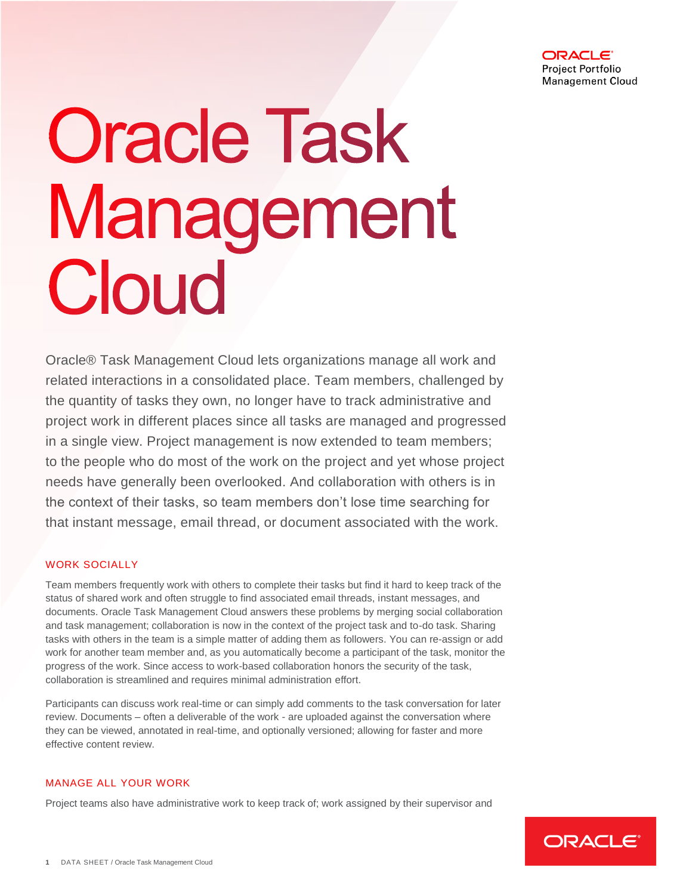ORACLE
Project Portfolio
Management Cloud

# Oracle Task Management Cloud

Oracle® Task Management Cloud lets organizations manage all work and related interactions in a consolidated place. Team members, challenged by the quantity of tasks they own, no longer have to track administrative and project work in different places since all tasks are managed and progressed in a single view. Project management is now extended to team members; to the people who do most of the work on the project and yet whose project needs have generally been overlooked. And collaboration with others is in the context of their tasks, so team members don't lose time searching for that instant message, email thread, or document associated with the work.

## WORK SOCIALLY

Team members frequently work with others to complete their tasks but find it hard to keep track of the status of shared work and often struggle to find associated email threads, instant messages, and documents. Oracle Task Management Cloud answers these problems by merging social collaboration and task management; collaboration is now in the context of the project task and to-do task. Sharing tasks with others in the team is a simple matter of adding them as followers. You can re-assign or add work for another team member and, as you automatically become a participant of the task, monitor the progress of the work. Since access to work-based collaboration honors the security of the task, collaboration is streamlined and requires minimal administration effort.

Participants can discuss work real-time or can simply add comments to the task conversation for later review. Documents – often a deliverable of the work - are uploaded against the conversation where they can be viewed, annotated in real-time, and optionally versioned; allowing for faster and more effective content review.

## MANAGE ALL YOUR WORK

Project teams also have administrative work to keep track of; work assigned by their supervisor and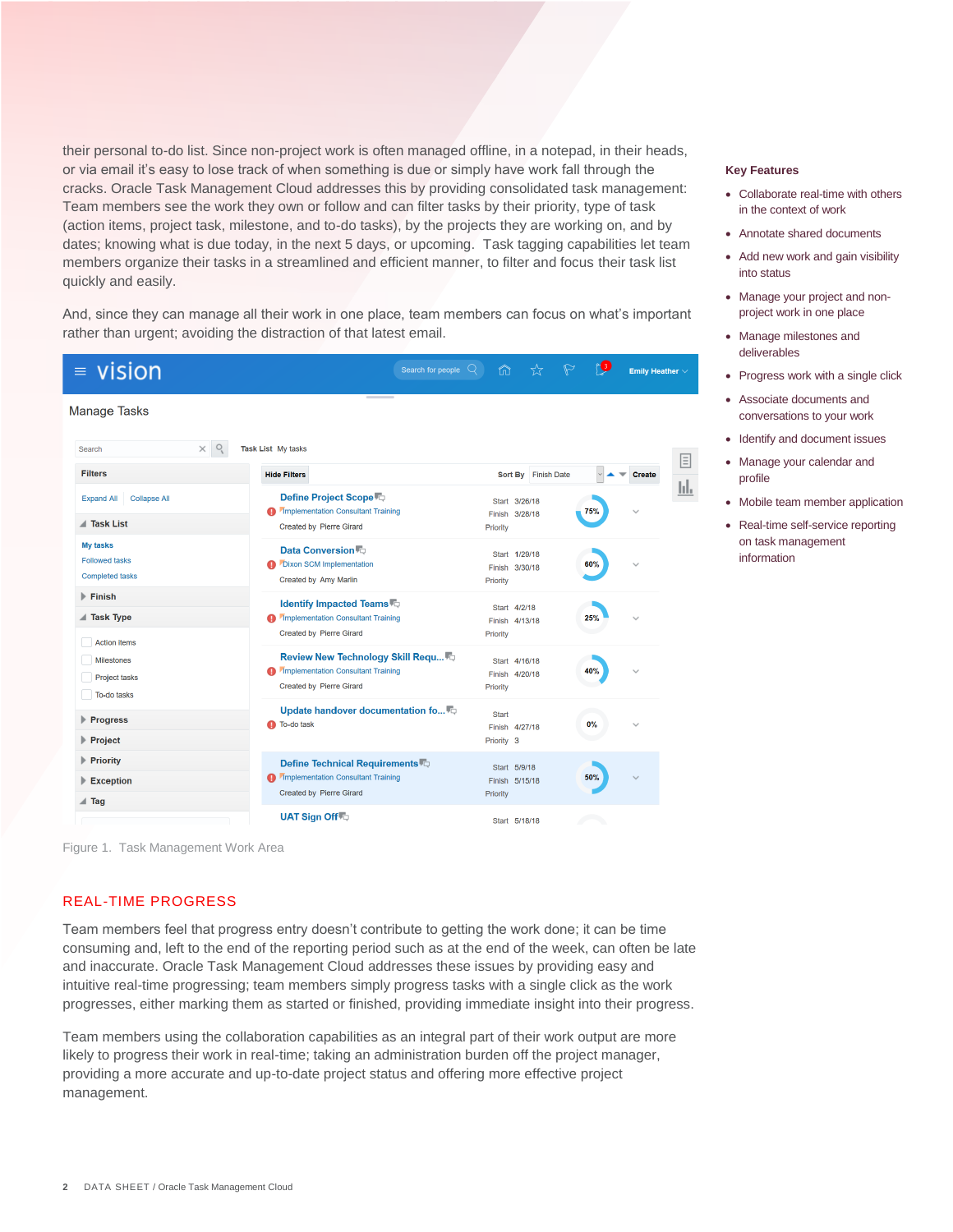their personal to-do list. Since non-project work is often managed offline, in a notepad, in their heads, or via email it's easy to lose track of when something is due or simply have work fall through the cracks. Oracle Task Management Cloud addresses this by providing consolidated task management: Team members see the work they own or follow and can filter tasks by their priority, type of task (action items, project task, milestone, and to-do tasks), by the projects they are working on, and by dates; knowing what is due today, in the next 5 days, or upcoming. Task tagging capabilities let team members organize their tasks in a streamlined and efficient manner, to filter and focus their task list quickly and easily.

And, since they can manage all their work in one place, team members can focus on what's important rather than urgent; avoiding the distraction of that latest email.

Figure 1. Task Management Work Area

## REAL-TIME PROGRESS

Team members feel that progress entry doesn't contribute to getting the work done; it can be time consuming and, left to the end of the reporting period such as at the end of the week, can often be late and inaccurate. Oracle Task Management Cloud addresses these issues by providing easy and intuitive real-time progressing; team members simply progress tasks with a single click as the work progresses, either marking them as started or finished, providing immediate insight into their progress.

Team members using the collaboration capabilities as an integral part of their work output are more likely to progress their work in real-time; taking an administration burden off the project manager, providing a more accurate and up-to-date project status and offering more effective project management.

### Key Features

- Collaborate real-time with others in the context of work
- Annotate shared documents
- Add new work and gain visibility into status
- Manage your project and non-project work in one place
- Manage milestones and deliverables
- Progress work with a single click
- Associate documents and conversations to your work
- Identify and document issues
- Manage your calendar and profile
- Mobile team member application
- Real-time self-service reporting on task management information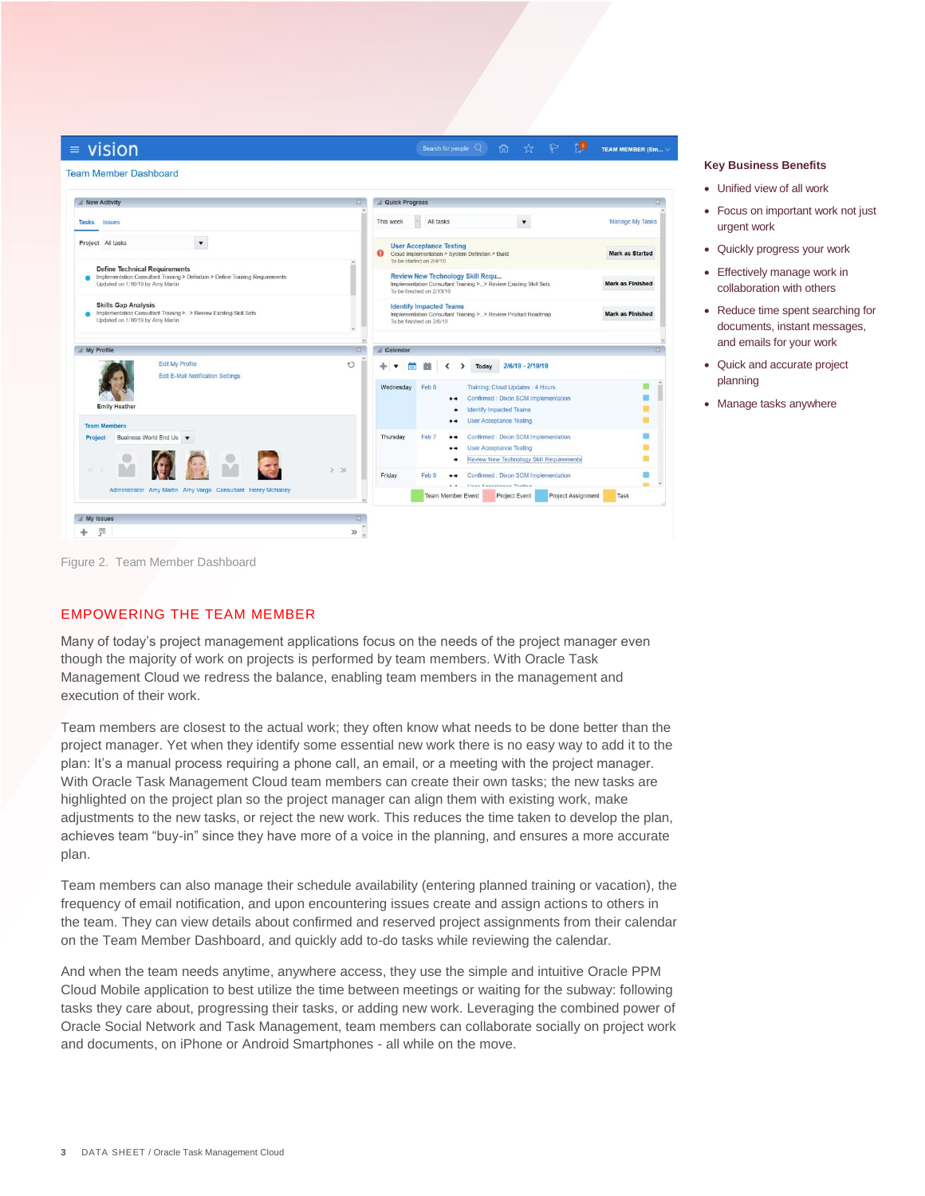Figure 2. Team Member Dashboard

## EMPOWERING THE TEAM MEMBER

Many of today's project management applications focus on the needs of the project manager even though the majority of work on projects is performed by team members. With Oracle Task Management Cloud we redress the balance, enabling team members in the management and execution of their work.

Team members are closest to the actual work; they often know what needs to be done better than the project manager. Yet when they identify some essential new work there is no easy way to add it to the plan: It's a manual process requiring a phone call, an email, or a meeting with the project manager. With Oracle Task Management Cloud team members can create their own tasks; the new tasks are highlighted on the project plan so the project manager can align them with existing work, make adjustments to the new tasks, or reject the new work. This reduces the time taken to develop the plan, achieves team "buy-in" since they have more of a voice in the planning, and ensures a more accurate plan.

Team members can also manage their schedule availability (entering planned training or vacation), the frequency of email notification, and upon encountering issues create and assign actions to others in the team. They can view details about confirmed and reserved project assignments from their calendar on the Team Member Dashboard, and quickly add to-do tasks while reviewing the calendar.

And when the team needs anytime, anywhere access, they use the simple and intuitive Oracle PPM Cloud Mobile application to best utilize the time between meetings or waiting for the subway: following tasks they care about, progressing their tasks, or adding new work. Leveraging the combined power of Oracle Social Network and Task Management, team members can collaborate socially on project work and documents, on iPhone or Android Smartphones - all while on the move.

### Key Business Benefits

- Unified view of all work
- Focus on important work not just urgent work
- Quickly progress your work
- Effectively manage work in collaboration with others
- Reduce time spent searching for documents, instant messages, and emails for your work
- Quick and accurate project planning
- Manage tasks anywhere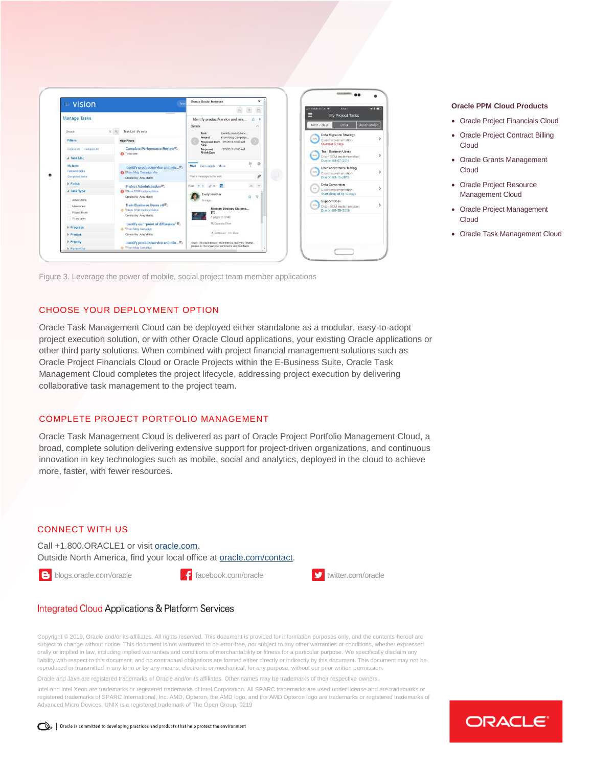**Oracle PPM Cloud Products**

- Oracle Project Financials Cloud
- Oracle Project Contract Billing Cloud
- Oracle Grants Management Cloud
- Oracle Project Resource Management Cloud
- Oracle Project Management Cloud
- Oracle Task Management Cloud

Figure 3. Leverage the power of mobile, social project team member applications

## CHOOSE YOUR DEPLOYMENT OPTION

Oracle Task Management Cloud can be deployed either standalone as a modular, easy-to-adopt project execution solution, or with other Oracle Cloud applications, your existing Oracle applications or other third party solutions. When combined with project financial management solutions such as Oracle Project Financials Cloud or Oracle Projects within the E-Business Suite, Oracle Task Management Cloud completes the project lifecycle, addressing project execution by delivering collaborative task management to the project team.

## COMPLETE PROJECT PORTFOLIO MANAGEMENT

Oracle Task Management Cloud is delivered as part of Oracle Project Portfolio Management Cloud, a broad, complete solution delivering extensive support for project-driven organizations, and continuous innovation in key technologies such as mobile, social and analytics, deployed in the cloud to achieve more, faster, with fewer resources.

## CONNECT WITH US

Call +1.800.ORACLE1 or visit oracle.com.
Outside North America, find your local office at oracle.com/contact.

blogs.oracle.com/oracle    facebook.com/oracle    twitter.com/oracle

Integrated Cloud Applications & Platform Services

Copyright © 2019, Oracle and/or its affiliates. All rights reserved. This document is provided for information purposes only, and the contents hereof are subject to change without notice. This document is not warranted to be error-free, nor subject to any other warranties or conditions, whether expressed orally or implied in law, including implied warranties and conditions of merchantability or fitness for a particular purpose. We specifically disclaim any liability with respect to this document, and no contractual obligations are formed either directly or indirectly by this document. This document may not be reproduced or transmitted in any form or by any means, electronic or mechanical, for any purpose, without our prior written permission.

Oracle and Java are registered trademarks of Oracle and/or its affiliates. Other names may be trademarks of their respective owners.

Intel and Intel Xeon are trademarks or registered trademarks of Intel Corporation. All SPARC trademarks are used under license and are trademarks or registered trademarks of SPARC International, Inc. AMD, Opteron, the AMD logo, and the AMD Opteron logo are trademarks or registered trademarks of Advanced Micro Devices. UNIX is a registered trademark of The Open Group. 0219

Oracle is committed to developing practices and products that help protect the environment

ORACLE